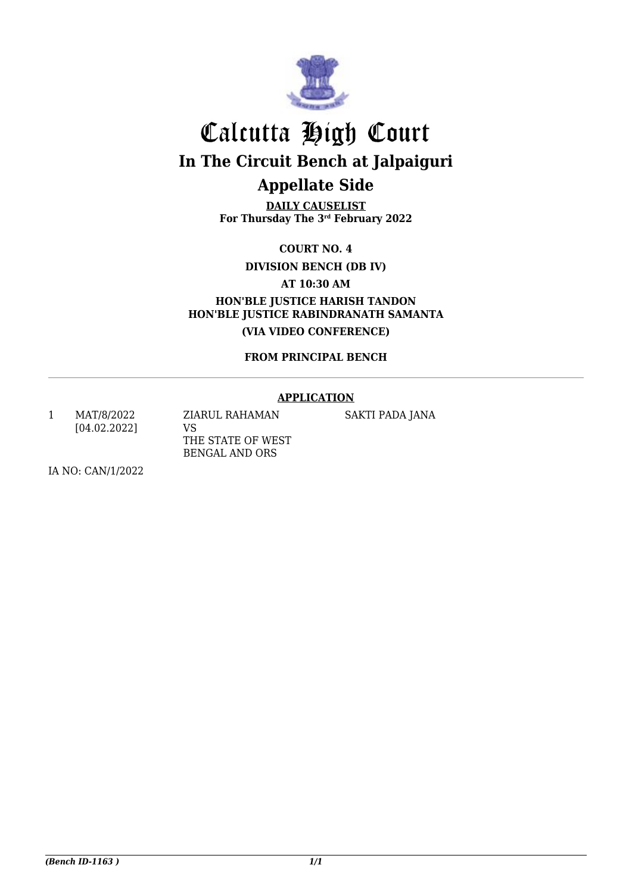# Calcutta High Court

## In The Circuit Bench at Jalpaiguri

## Appellate Side

**DAILY CAUSELIST**
**For Thursday The 3rd February 2022**

**COURT NO. 4**

**DIVISION BENCH (DB IV)**

**AT 10:30 AM**

**HON'BLE JUSTICE HARISH TANDON**
**HON'BLE JUSTICE RABINDRANATH SAMANTA**

**(VIA VIDEO CONFERENCE)**

**FROM PRINCIPAL BENCH**

---

**APPLICATION**

| | | | |
|---|---|---|---|
| 1 | MAT/8/2022 [04.02.2022] | ZIARUL RAHAMAN VS THE STATE OF WEST BENGAL AND ORS | SAKTI PADA JANA |

IA NO: CAN/1/2022

*(Bench ID-1163 )*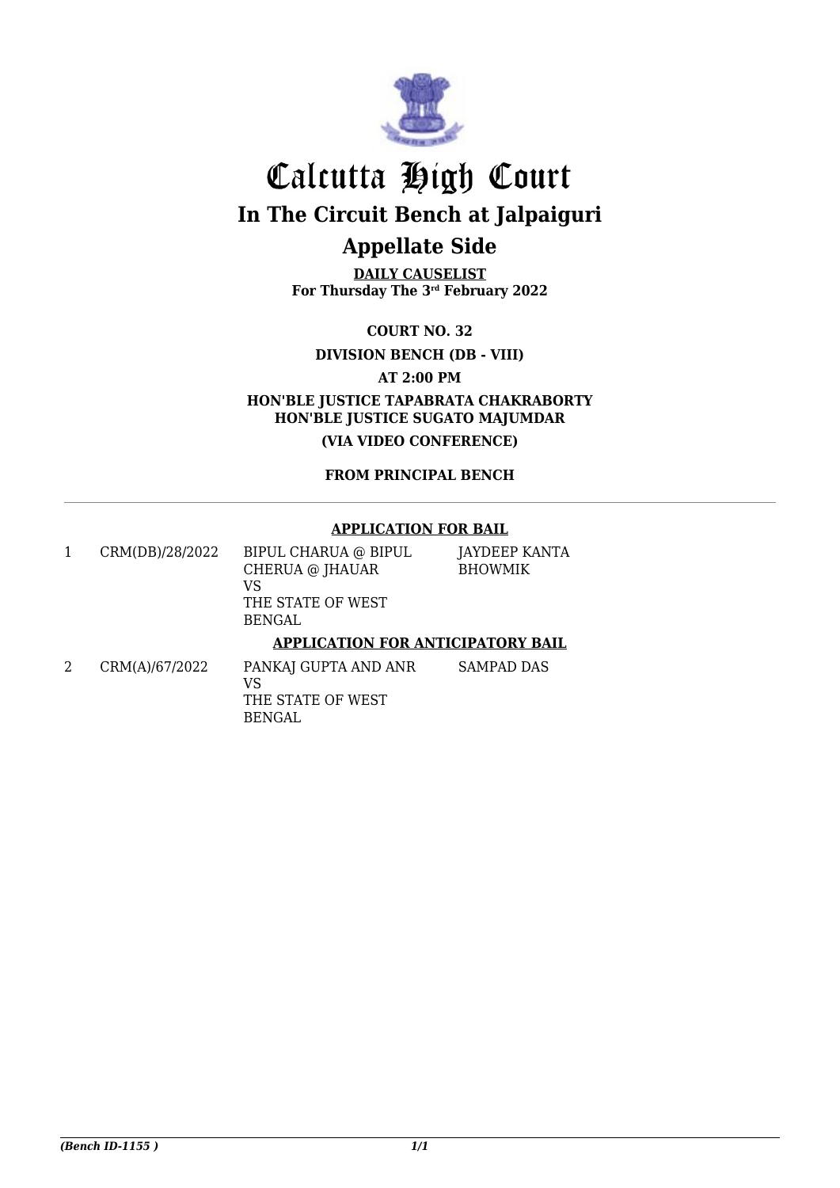# Calcutta High Court

## In The Circuit Bench at Jalpaiguri

## Appellate Side

**DAILY CAUSELIST**
**For Thursday The 3rd February 2022**

**COURT NO. 32**

**DIVISION BENCH (DB - VIII)**

**AT 2:00 PM**

**HON'BLE JUSTICE TAPABRATA CHAKRABORTY**
**HON'BLE JUSTICE SUGATO MAJUMDAR**

**(VIA VIDEO CONFERENCE)**

**FROM PRINCIPAL BENCH**

---

**APPLICATION FOR BAIL**

| | | | |
|---|---|---|---|
| 1 | CRM(DB)/28/2022 | BIPUL CHARUA @ BIPUL CHERUA @ JHAUAR VS THE STATE OF WEST BENGAL | JAYDEEP KANTA BHOWMIK |

**APPLICATION FOR ANTICIPATORY BAIL**

| | | | |
|---|---|---|---|
| 2 | CRM(A)/67/2022 | PANKAJ GUPTA AND ANR VS THE STATE OF WEST BENGAL | SAMPAD DAS |

*(Bench ID-1155 )*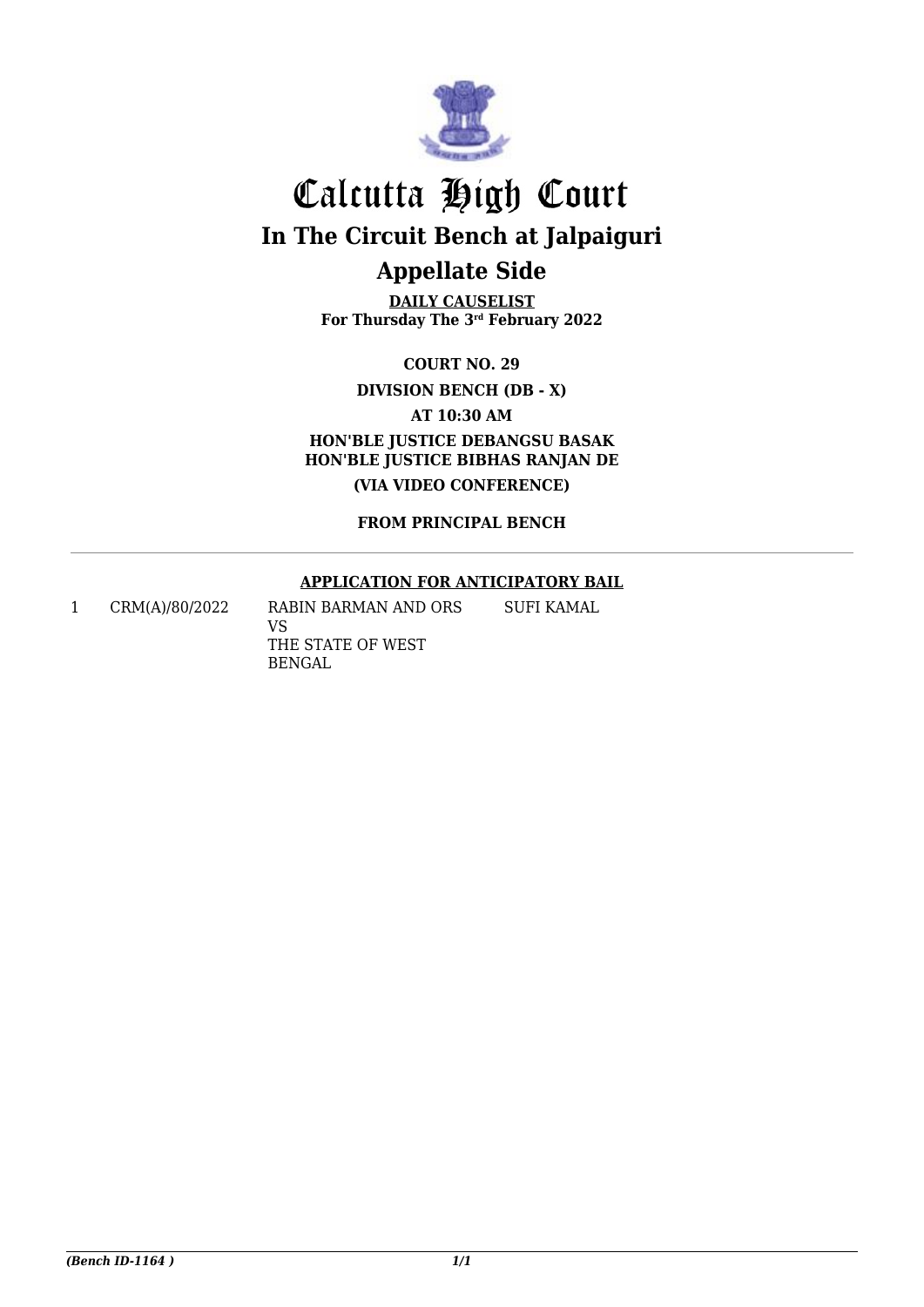# Calcutta High Court

## In The Circuit Bench at Jalpaiguri

## Appellate Side

**DAILY CAUSELIST**
**For Thursday The 3rd February 2022**

**COURT NO. 29**

**DIVISION BENCH (DB - X)**

**AT 10:30 AM**

**HON'BLE JUSTICE DEBANGSU BASAK**
**HON'BLE JUSTICE BIBHAS RANJAN DE**

**(VIA VIDEO CONFERENCE)**

**FROM PRINCIPAL BENCH**

---

**APPLICATION FOR ANTICIPATORY BAIL**

| | | | |
|---|---|---|---|
| 1 | CRM(A)/80/2022 | RABIN BARMAN AND ORS<br>VS<br>THE STATE OF WEST BENGAL | SUFI KAMAL |

*(Bench ID-1164 )*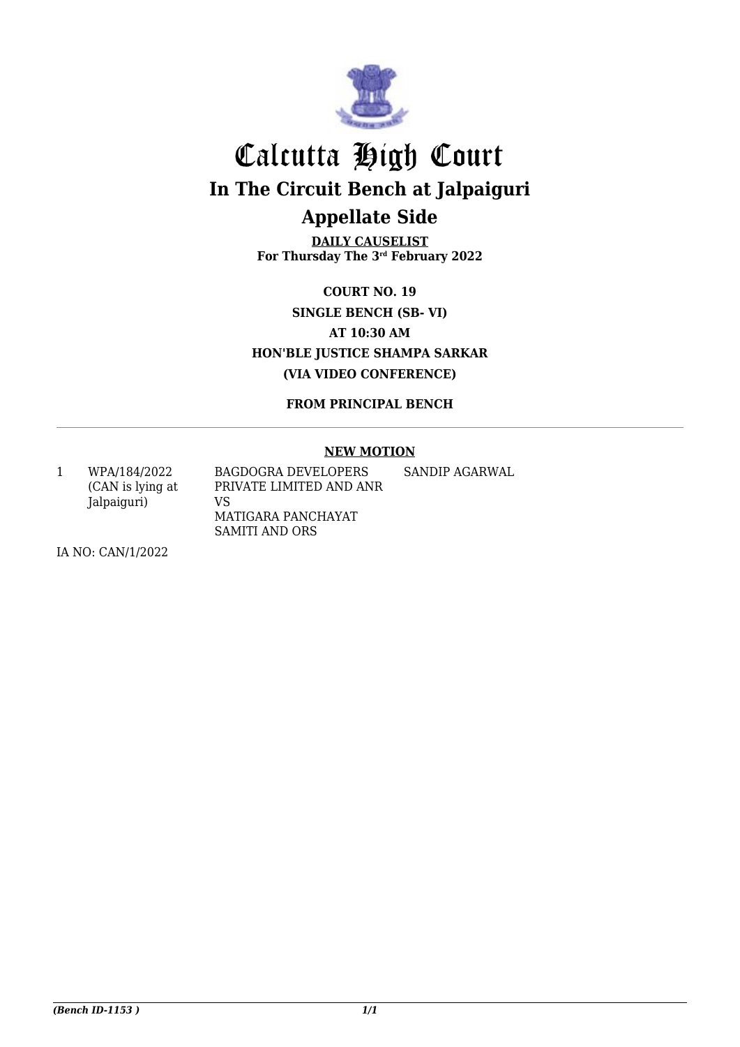# Calcutta High Court

## In The Circuit Bench at Jalpaiguri

## Appellate Side

**DAILY CAUSELIST**
**For Thursday The 3rd February 2022**

**COURT NO. 19**

**SINGLE BENCH (SB- VI)**

**AT 10:30 AM**

**HON'BLE JUSTICE SHAMPA SARKAR**

**(VIA VIDEO CONFERENCE)**

**FROM PRINCIPAL BENCH**

---

**NEW MOTION**

| | | | |
|---|---|---|---|
| 1 | WPA/184/2022 (CAN is lying at Jalpaiguri) | BAGDOGRA DEVELOPERS PRIVATE LIMITED AND ANR VS MATIGARA PANCHAYAT SAMITI AND ORS | SANDIP AGARWAL |

IA NO: CAN/1/2022

*(Bench ID-1153 )*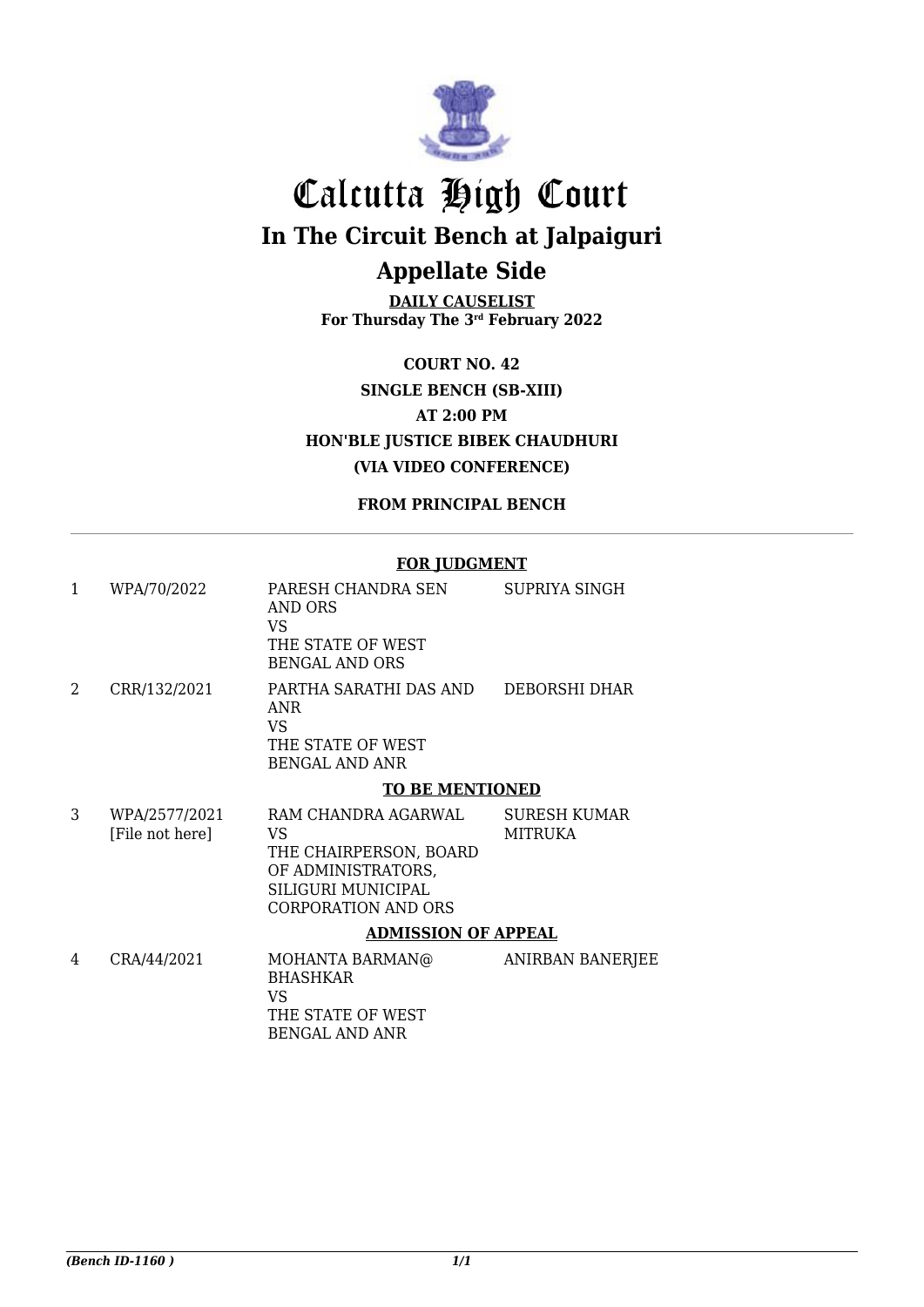# Calcutta High Court

## In The Circuit Bench at Jalpaiguri

## Appellate Side

**DAILY CAUSELIST**
**For Thursday The 3rd February 2022**

**COURT NO. 42**
**SINGLE BENCH (SB-XIII)**
**AT 2:00 PM**
**HON'BLE JUSTICE BIBEK CHAUDHURI**
**(VIA VIDEO CONFERENCE)**

**FROM PRINCIPAL BENCH**

---

**FOR JUDGMENT**

| | | | |
|---|---|---|---|
| 1 | WPA/70/2022 | PARESH CHANDRA SEN AND ORS VS THE STATE OF WEST BENGAL AND ORS | SUPRIYA SINGH |
| 2 | CRR/132/2021 | PARTHA SARATHI DAS AND ANR VS THE STATE OF WEST BENGAL AND ANR | DEBORSHI DHAR |

**TO BE MENTIONED**

| | | | |
|---|---|---|---|
| 3 | WPA/2577/2021 [File not here] | RAM CHANDRA AGARWAL VS THE CHAIRPERSON, BOARD OF ADMINISTRATORS, SILIGURI MUNICIPAL CORPORATION AND ORS | SURESH KUMAR MITRUKA |

**ADMISSION OF APPEAL**

| | | | |
|---|---|---|---|
| 4 | CRA/44/2021 | MOHANTA BARMAN@ BHASHKAR VS THE STATE OF WEST BENGAL AND ANR | ANIRBAN BANERJEE |

*(Bench ID-1160 )*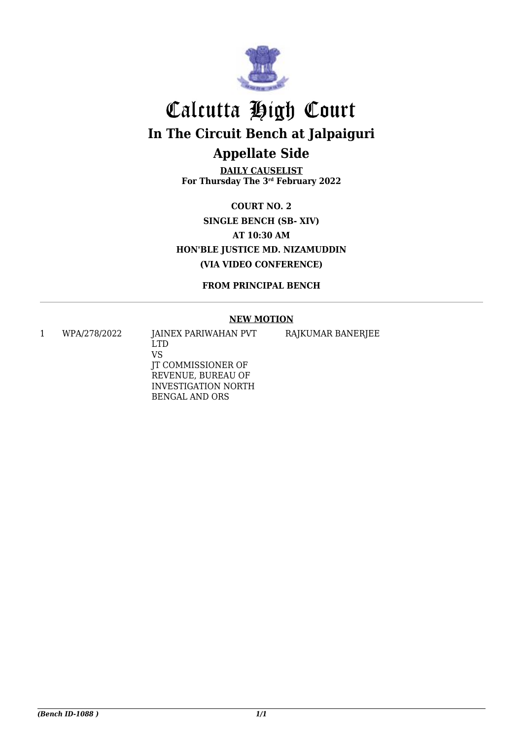# Calcutta High Court

## In The Circuit Bench at Jalpaiguri

## Appellate Side

**DAILY CAUSELIST**
**For Thursday The 3rd February 2022**

**COURT NO. 2**
**SINGLE BENCH (SB- XIV)**
**AT 10:30 AM**
**HON'BLE JUSTICE MD. NIZAMUDDIN**
**(VIA VIDEO CONFERENCE)**

**FROM PRINCIPAL BENCH**

---

**NEW MOTION**

| | | | |
|---|---|---|---|
| 1 | WPA/278/2022 | JAINEX PARIWAHAN PVT LTD<br>VS<br>JT COMMISSIONER OF REVENUE, BUREAU OF INVESTIGATION NORTH BENGAL AND ORS | RAJKUMAR BANERJEE |

*(Bench ID-1088 )*